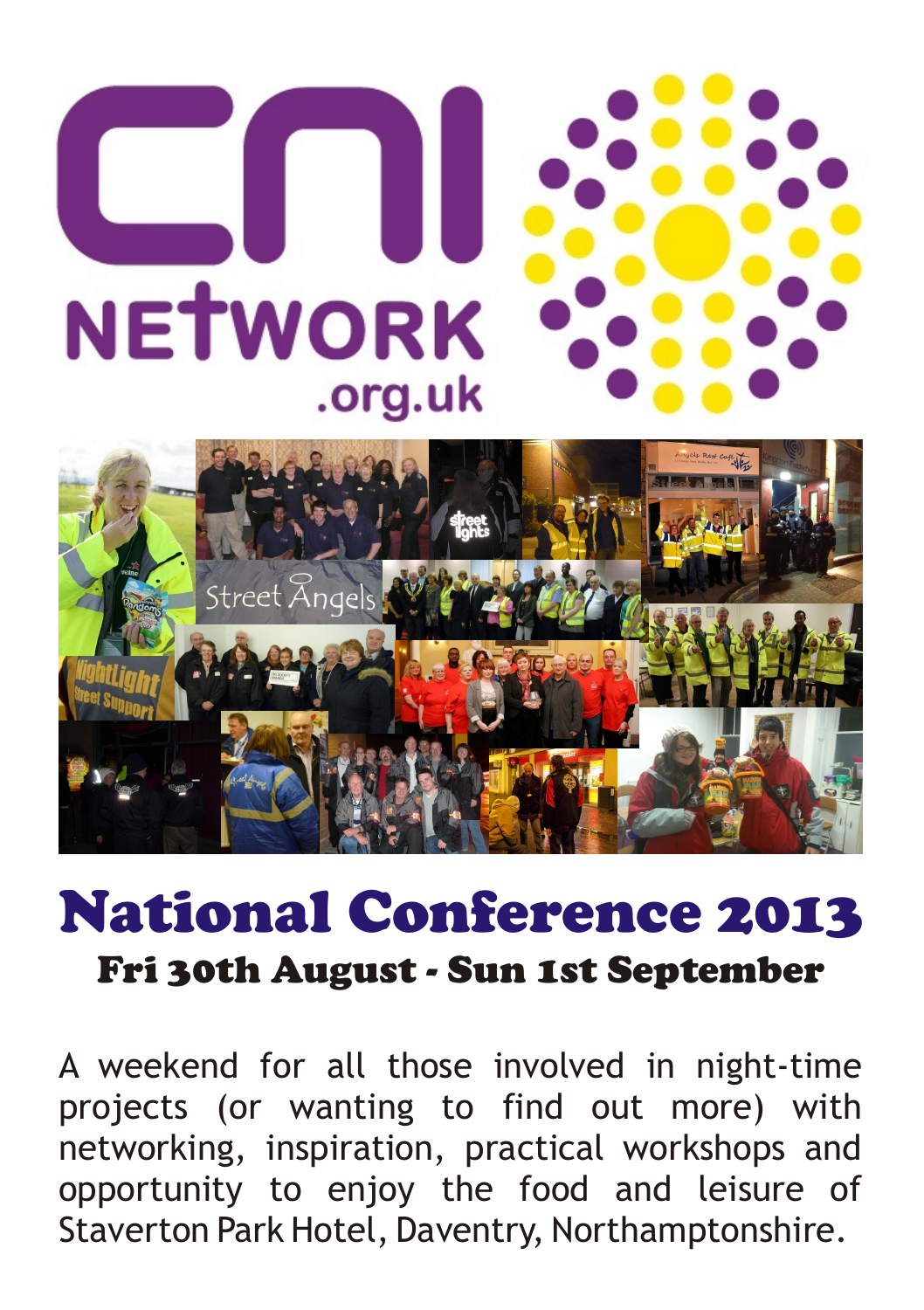# CNI NETWORK .org.uk

# National Conference 2013

## Fri 30th August - Sun 1st September

A weekend for all those involved in night-time projects (or wanting to find out more) with networking, inspiration, practical workshops and opportunity to enjoy the food and leisure of Staverton Park Hotel, Daventry, Northamptonshire.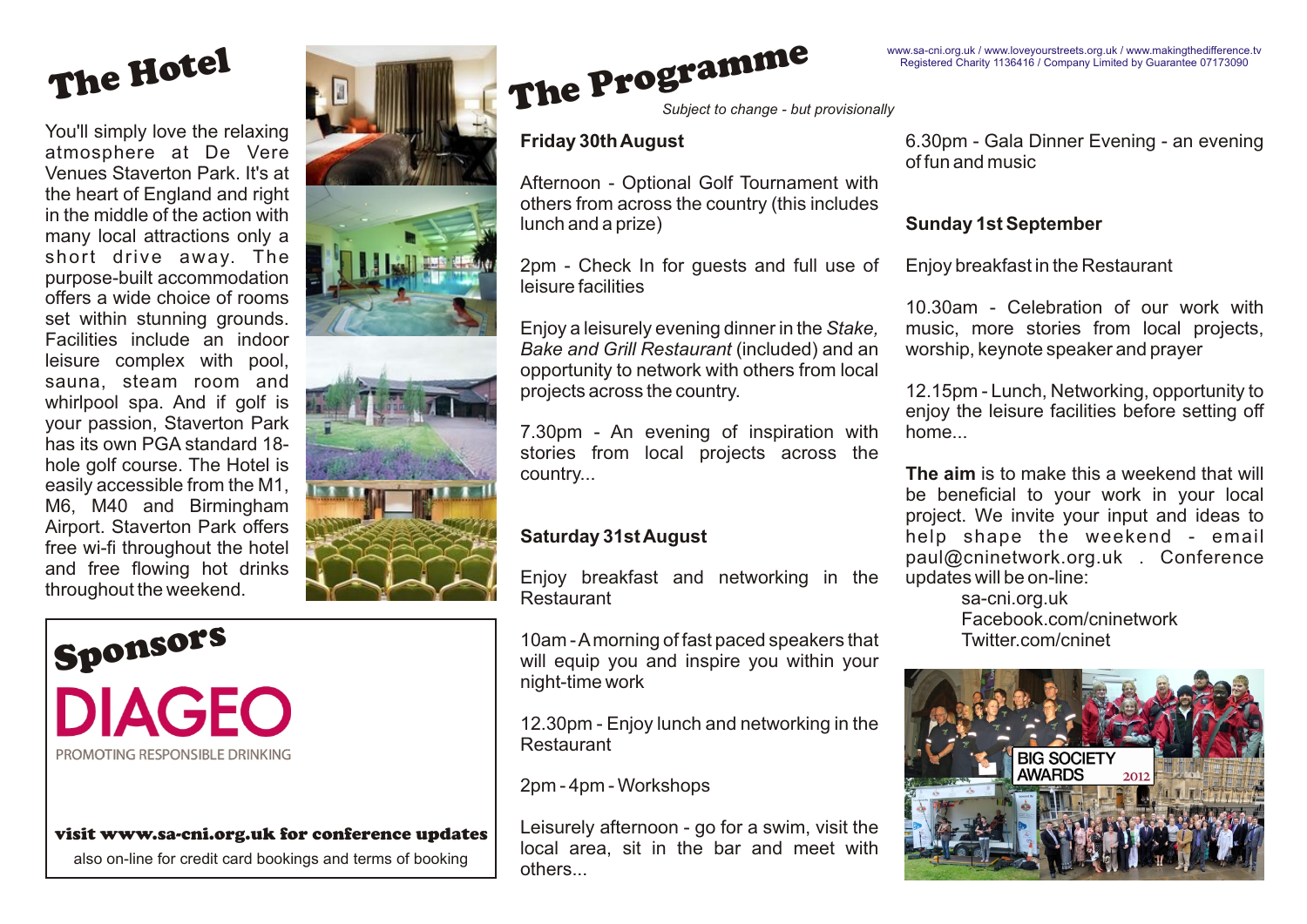# The Hotel

You'll simply love the relaxing atmosphere at De Vere Venues Staverton Park. It's at the heart of England and right in the middle of the action with many local attractions only a short drive away. The purpose-built accommodation offers a wide choice of rooms set within stunning grounds. Facilities include an indoor leisure complex with pool, sauna, steam room and whirlpool spa. And if golf is your passion, Staverton Park has its own PGA standard 18-hole golf course. The Hotel is easily accessible from the M1, M6, M40 and Birmingham Airport. Staverton Park offers free wi-fi throughout the hotel and free flowing hot drinks throughout the weekend.

# Sponsors

DIAGEO

PROMOTING RESPONSIBLE DRINKING

**visit www.sa-cni.org.uk for conference updates**

also on-line for credit card bookings and terms of booking

# The Programme

*Subject to change - but provisionally*

**Friday 30th August**

Afternoon - Optional Golf Tournament with others from across the country (this includes lunch and a prize)

2pm - Check In for guests and full use of leisure facilities

Enjoy a leisurely evening dinner in the *Stake, Bake and Grill Restaurant* (included) and an opportunity to network with others from local projects across the country.

7.30pm - An evening of inspiration with stories from local projects across the country...

**Saturday 31st August**

Enjoy breakfast and networking in the Restaurant

10am - A morning of fast paced speakers that will equip you and inspire you within your night-time work

12.30pm - Enjoy lunch and networking in the Restaurant

2pm - 4pm - Workshops

Leisurely afternoon - go for a swim, visit the local area, sit in the bar and meet with others...

6.30pm - Gala Dinner Evening - an evening of fun and music

**Sunday 1st September**

Enjoy breakfast in the Restaurant

10.30am - Celebration of our work with music, more stories from local projects, worship, keynote speaker and prayer

12.15pm - Lunch, Networking, opportunity to enjoy the leisure facilities before setting off home...

**The aim** is to make this a weekend that will be beneficial to your work in your local project. We invite your input and ideas to help shape the weekend - email paul@cninetwork.org.uk . Conference updates will be on-line:

sa-cni.org.uk
Facebook.com/cninetwork
Twitter.com/cninet

BIG SOCIETY AWARDS 2012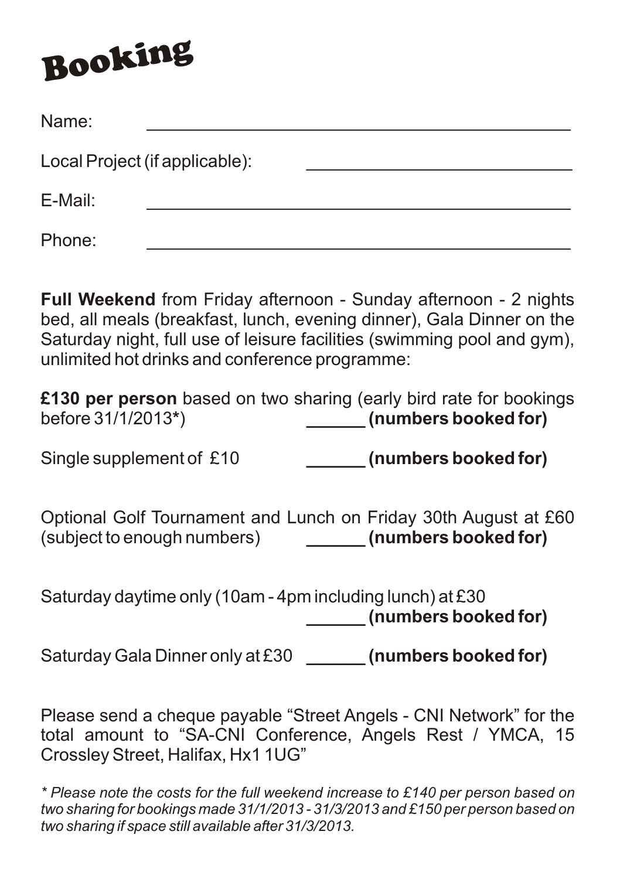# Booking

Name: ______________________________________________

Local Project (if applicable): ____________________________

E-Mail: ______________________________________________

Phone: ______________________________________________

**Full Weekend** from Friday afternoon - Sunday afternoon - 2 nights bed, all meals (breakfast, lunch, evening dinner), Gala Dinner on the Saturday night, full use of leisure facilities (swimming pool and gym), unlimited hot drinks and conference programme:

**£130 per person** based on two sharing (early bird rate for bookings before 31/1/2013**\***) ______ **(numbers booked for)**

Single supplement of £10 ______ **(numbers booked for)**

Optional Golf Tournament and Lunch on Friday 30th August at £60 (subject to enough numbers) ______ **(numbers booked for)**

Saturday daytime only (10am - 4pm including lunch) at £30 ______ **(numbers booked for)**

Saturday Gala Dinner only at £30 ______ **(numbers booked for)**

Please send a cheque payable "Street Angels - CNI Network" for the total amount to "SA-CNI Conference, Angels Rest / YMCA, 15 Crossley Street, Halifax, Hx1 1UG"

*\* Please note the costs for the full weekend increase to £140 per person based on two sharing for bookings made 31/1/2013 - 31/3/2013 and £150 per person based on two sharing if space still available after 31/3/2013.*